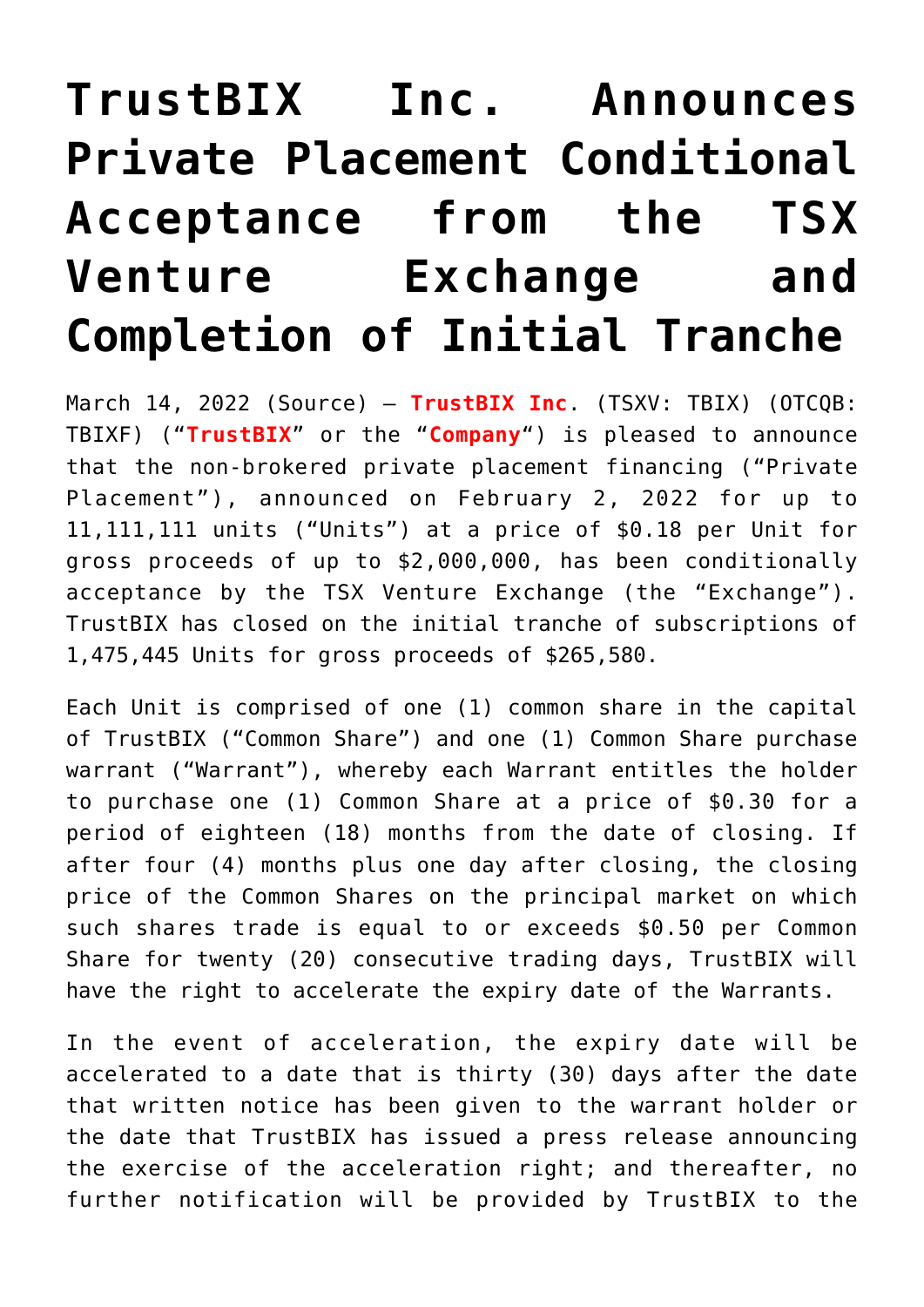# TrustBIX Inc. Announces Private Placement Conditional Acceptance from the TSX Venture Exchange and Completion of Initial Tranche

March 14, 2022 (Source) — **TrustBIX Inc**. (TSXV: TBIX) (OTCQB: TBIXF) ("**TrustBIX**" or the "**Company**") is pleased to announce that the non-brokered private placement financing ("Private Placement"), announced on February 2, 2022 for up to 11,111,111 units ("Units") at a price of $0.18 per Unit for gross proceeds of up to $2,000,000, has been conditionally acceptance by the TSX Venture Exchange (the "Exchange"). TrustBIX has closed on the initial tranche of subscriptions of 1,475,445 Units for gross proceeds of $265,580.

Each Unit is comprised of one (1) common share in the capital of TrustBIX ("Common Share") and one (1) Common Share purchase warrant ("Warrant"), whereby each Warrant entitles the holder to purchase one (1) Common Share at a price of $0.30 for a period of eighteen (18) months from the date of closing. If after four (4) months plus one day after closing, the closing price of the Common Shares on the principal market on which such shares trade is equal to or exceeds $0.50 per Common Share for twenty (20) consecutive trading days, TrustBIX will have the right to accelerate the expiry date of the Warrants.

In the event of acceleration, the expiry date will be accelerated to a date that is thirty (30) days after the date that written notice has been given to the warrant holder or the date that TrustBIX has issued a press release announcing the exercise of the acceleration right; and thereafter, no further notification will be provided by TrustBIX to the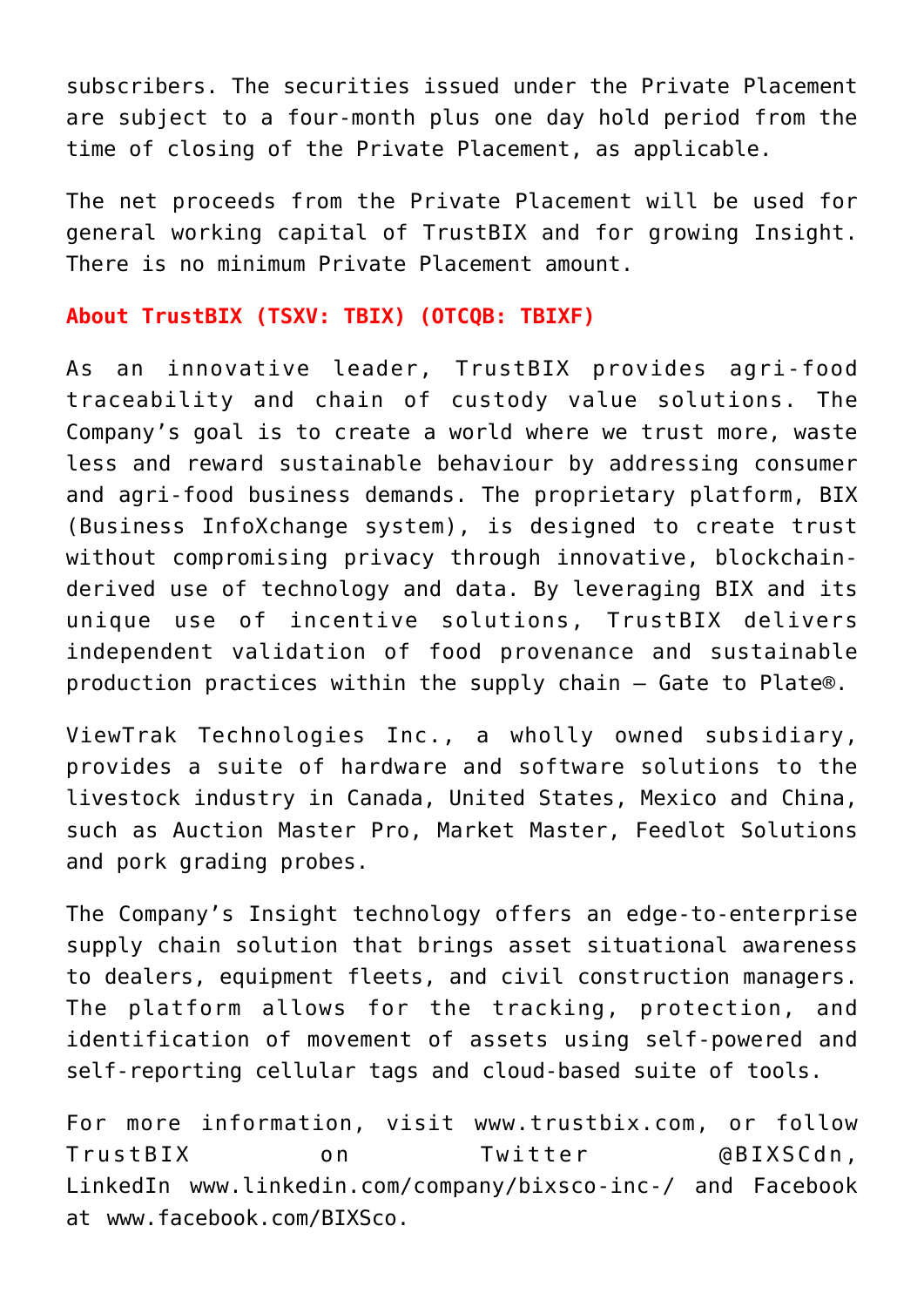subscribers. The securities issued under the Private Placement are subject to a four-month plus one day hold period from the time of closing of the Private Placement, as applicable.

The net proceeds from the Private Placement will be used for general working capital of TrustBIX and for growing Insight. There is no minimum Private Placement amount.

**About TrustBIX (TSXV: TBIX) (OTCQB: TBIXF)**

As an innovative leader, TrustBIX provides agri-food traceability and chain of custody value solutions. The Company's goal is to create a world where we trust more, waste less and reward sustainable behaviour by addressing consumer and agri-food business demands. The proprietary platform, BIX (Business InfoXchange system), is designed to create trust without compromising privacy through innovative, blockchain-derived use of technology and data. By leveraging BIX and its unique use of incentive solutions, TrustBIX delivers independent validation of food provenance and sustainable production practices within the supply chain – Gate to Plate®.

ViewTrak Technologies Inc., a wholly owned subsidiary, provides a suite of hardware and software solutions to the livestock industry in Canada, United States, Mexico and China, such as Auction Master Pro, Market Master, Feedlot Solutions and pork grading probes.

The Company's Insight technology offers an edge-to-enterprise supply chain solution that brings asset situational awareness to dealers, equipment fleets, and civil construction managers. The platform allows for the tracking, protection, and identification of movement of assets using self-powered and self-reporting cellular tags and cloud-based suite of tools.

For more information, visit www.trustbix.com, or follow TrustBIX on Twitter @BIXSCdn, LinkedIn www.linkedin.com/company/bixsco-inc-/ and Facebook at www.facebook.com/BIXSco.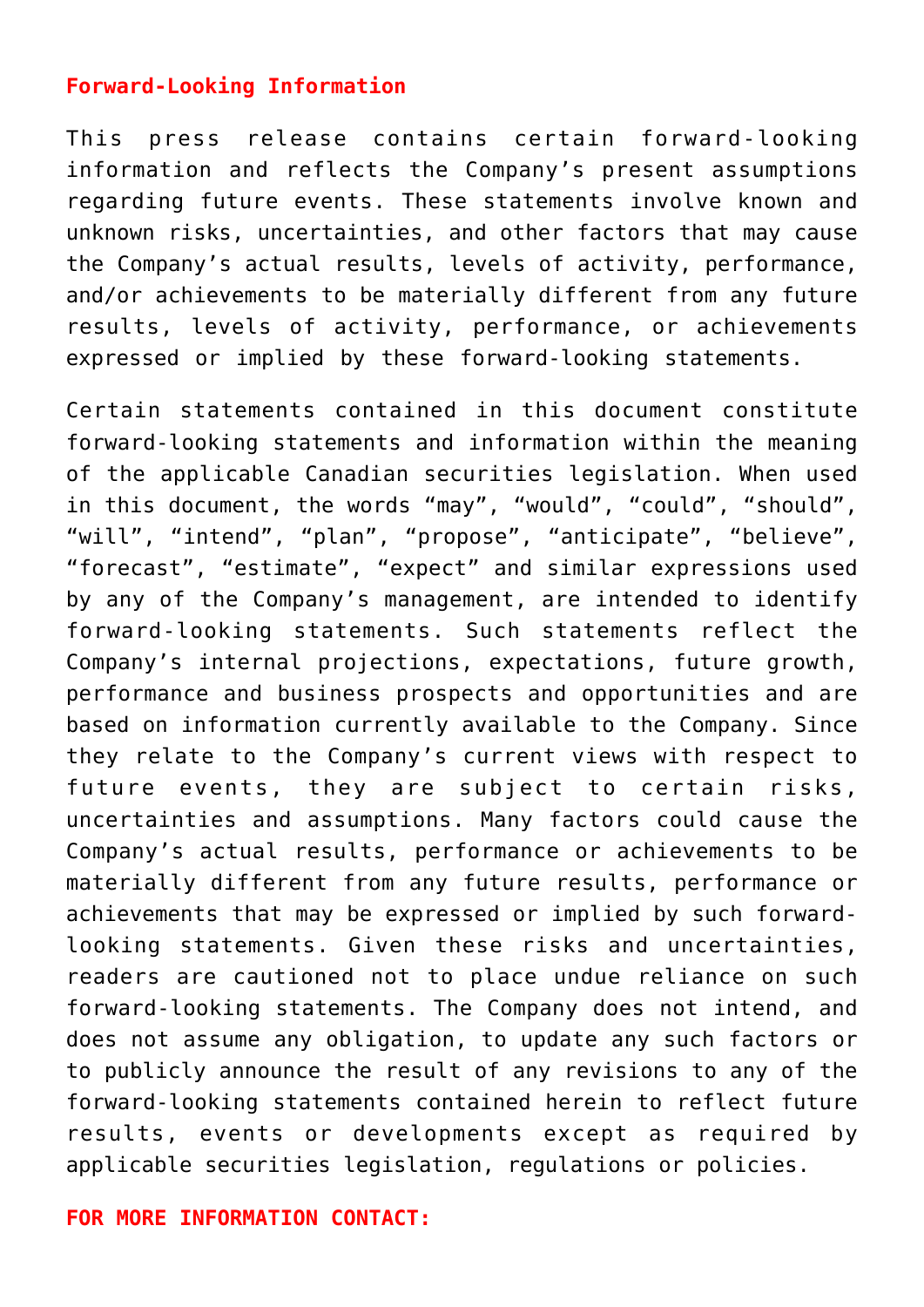**Forward-Looking Information**

This press release contains certain forward-looking information and reflects the Company's present assumptions regarding future events. These statements involve known and unknown risks, uncertainties, and other factors that may cause the Company's actual results, levels of activity, performance, and/or achievements to be materially different from any future results, levels of activity, performance, or achievements expressed or implied by these forward-looking statements.

Certain statements contained in this document constitute forward-looking statements and information within the meaning of the applicable Canadian securities legislation. When used in this document, the words "may", "would", "could", "should", "will", "intend", "plan", "propose", "anticipate", "believe", "forecast", "estimate", "expect" and similar expressions used by any of the Company's management, are intended to identify forward-looking statements. Such statements reflect the Company's internal projections, expectations, future growth, performance and business prospects and opportunities and are based on information currently available to the Company. Since they relate to the Company's current views with respect to future events, they are subject to certain risks, uncertainties and assumptions. Many factors could cause the Company's actual results, performance or achievements to be materially different from any future results, performance or achievements that may be expressed or implied by such forward-looking statements. Given these risks and uncertainties, readers are cautioned not to place undue reliance on such forward-looking statements. The Company does not intend, and does not assume any obligation, to update any such factors or to publicly announce the result of any revisions to any of the forward-looking statements contained herein to reflect future results, events or developments except as required by applicable securities legislation, regulations or policies.

**FOR MORE INFORMATION CONTACT:**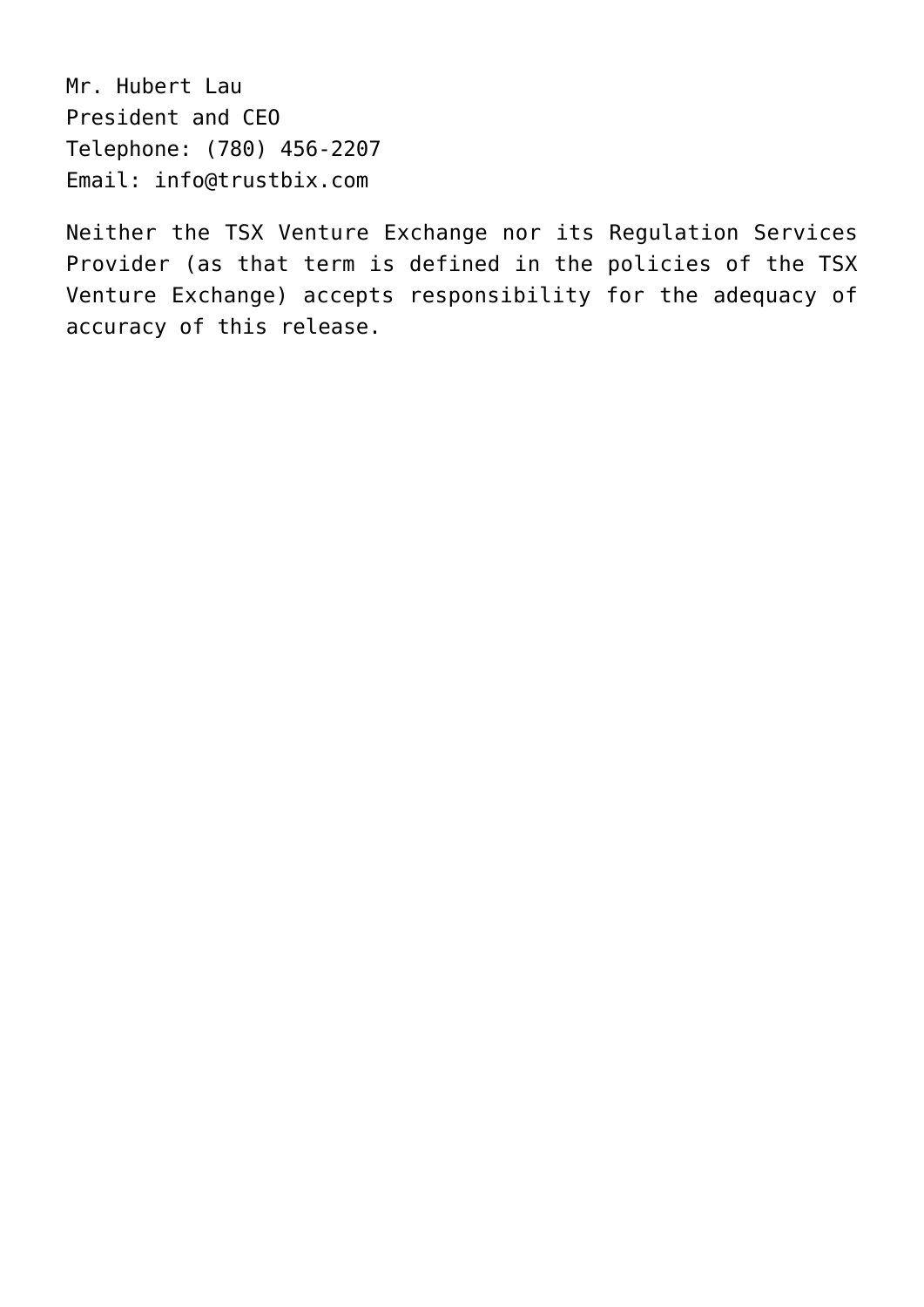Mr. Hubert Lau
President and CEO
Telephone: (780) 456-2207
Email: info@trustbix.com

Neither the TSX Venture Exchange nor its Regulation Services Provider (as that term is defined in the policies of the TSX Venture Exchange) accepts responsibility for the adequacy of accuracy of this release.